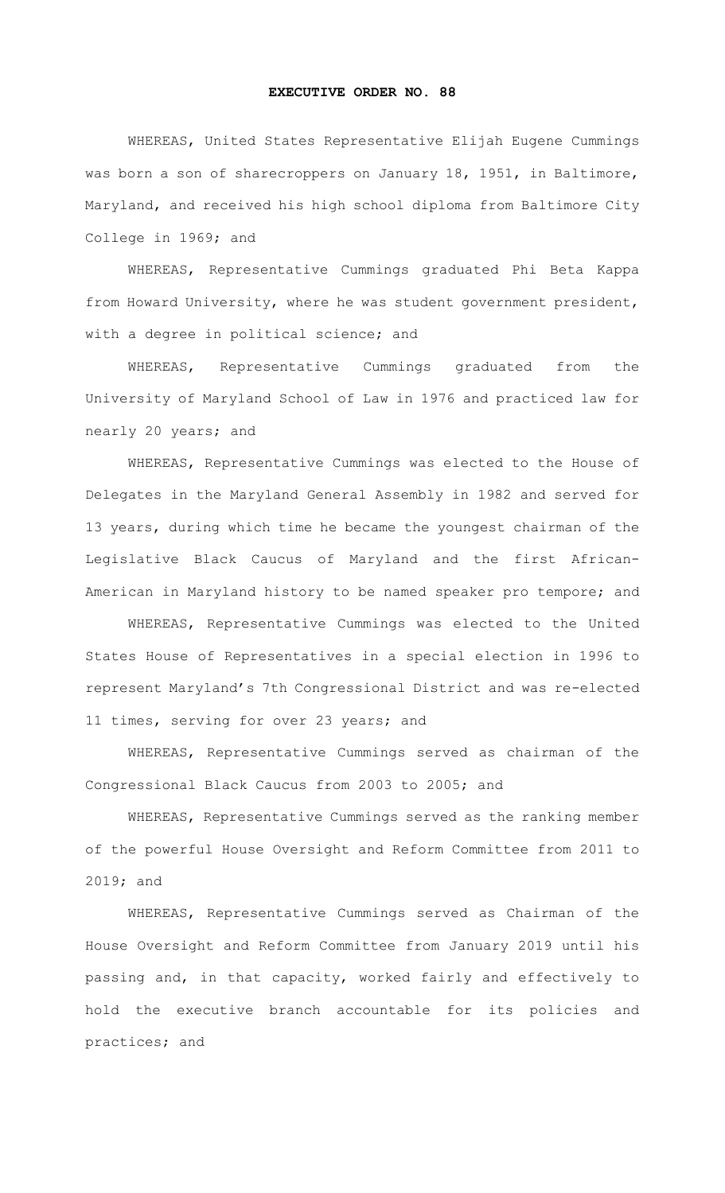# EXECUTIVE ORDER NO. 88

WHEREAS, United States Representative Elijah Eugene Cummings was born a son of sharecroppers on January 18, 1951, in Baltimore, Maryland, and received his high school diploma from Baltimore City College in 1969; and

WHEREAS, Representative Cummings graduated Phi Beta Kappa from Howard University, where he was student government president, with a degree in political science; and

WHEREAS, Representative Cummings graduated from the University of Maryland School of Law in 1976 and practiced law for nearly 20 years; and

WHEREAS, Representative Cummings was elected to the House of Delegates in the Maryland General Assembly in 1982 and served for 13 years, during which time he became the youngest chairman of the Legislative Black Caucus of Maryland and the first African-American in Maryland history to be named speaker pro tempore; and

WHEREAS, Representative Cummings was elected to the United States House of Representatives in a special election in 1996 to represent Maryland's 7th Congressional District and was re-elected 11 times, serving for over 23 years; and

WHEREAS, Representative Cummings served as chairman of the Congressional Black Caucus from 2003 to 2005; and

WHEREAS, Representative Cummings served as the ranking member of the powerful House Oversight and Reform Committee from 2011 to 2019; and

WHEREAS, Representative Cummings served as Chairman of the House Oversight and Reform Committee from January 2019 until his passing and, in that capacity, worked fairly and effectively to hold the executive branch accountable for its policies and practices; and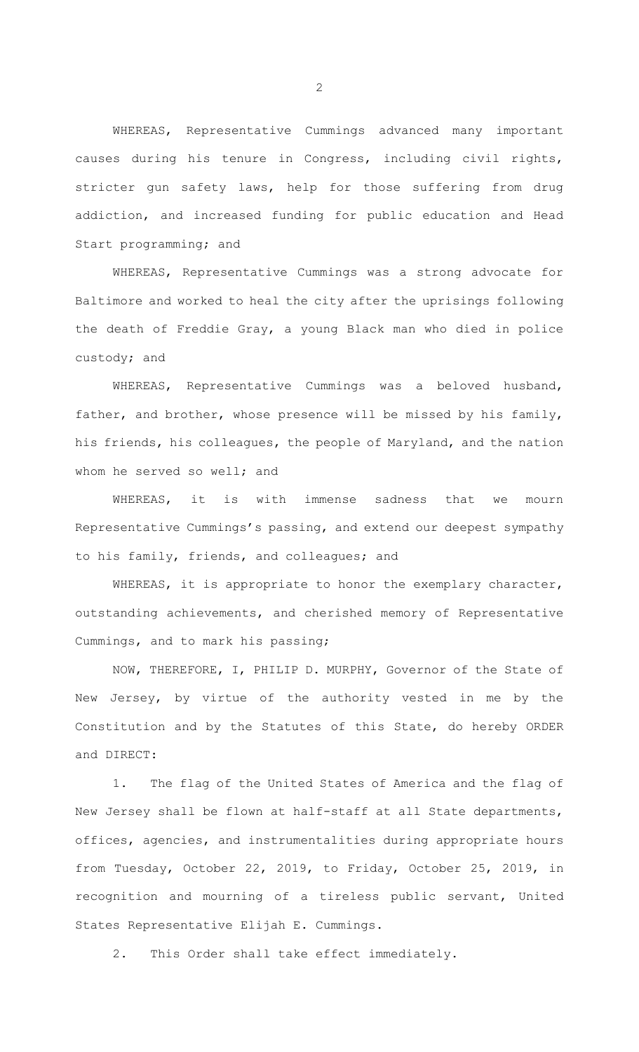WHEREAS, Representative Cummings advanced many important causes during his tenure in Congress, including civil rights, stricter gun safety laws, help for those suffering from drug addiction, and increased funding for public education and Head Start programming; and

WHEREAS, Representative Cummings was a strong advocate for Baltimore and worked to heal the city after the uprisings following the death of Freddie Gray, a young Black man who died in police custody; and

WHEREAS, Representative Cummings was a beloved husband, father, and brother, whose presence will be missed by his family, his friends, his colleagues, the people of Maryland, and the nation whom he served so well; and

WHEREAS, it is with immense sadness that we mourn Representative Cummings's passing, and extend our deepest sympathy to his family, friends, and colleagues; and

WHEREAS, it is appropriate to honor the exemplary character, outstanding achievements, and cherished memory of Representative Cummings, and to mark his passing;

NOW, THEREFORE, I, PHILIP D. MURPHY, Governor of the State of New Jersey, by virtue of the authority vested in me by the Constitution and by the Statutes of this State, do hereby ORDER and DIRECT:

1. The flag of the United States of America and the flag of New Jersey shall be flown at half-staff at all State departments, offices, agencies, and instrumentalities during appropriate hours from Tuesday, October 22, 2019, to Friday, October 25, 2019, in recognition and mourning of a tireless public servant, United States Representative Elijah E. Cummings.

2. This Order shall take effect immediately.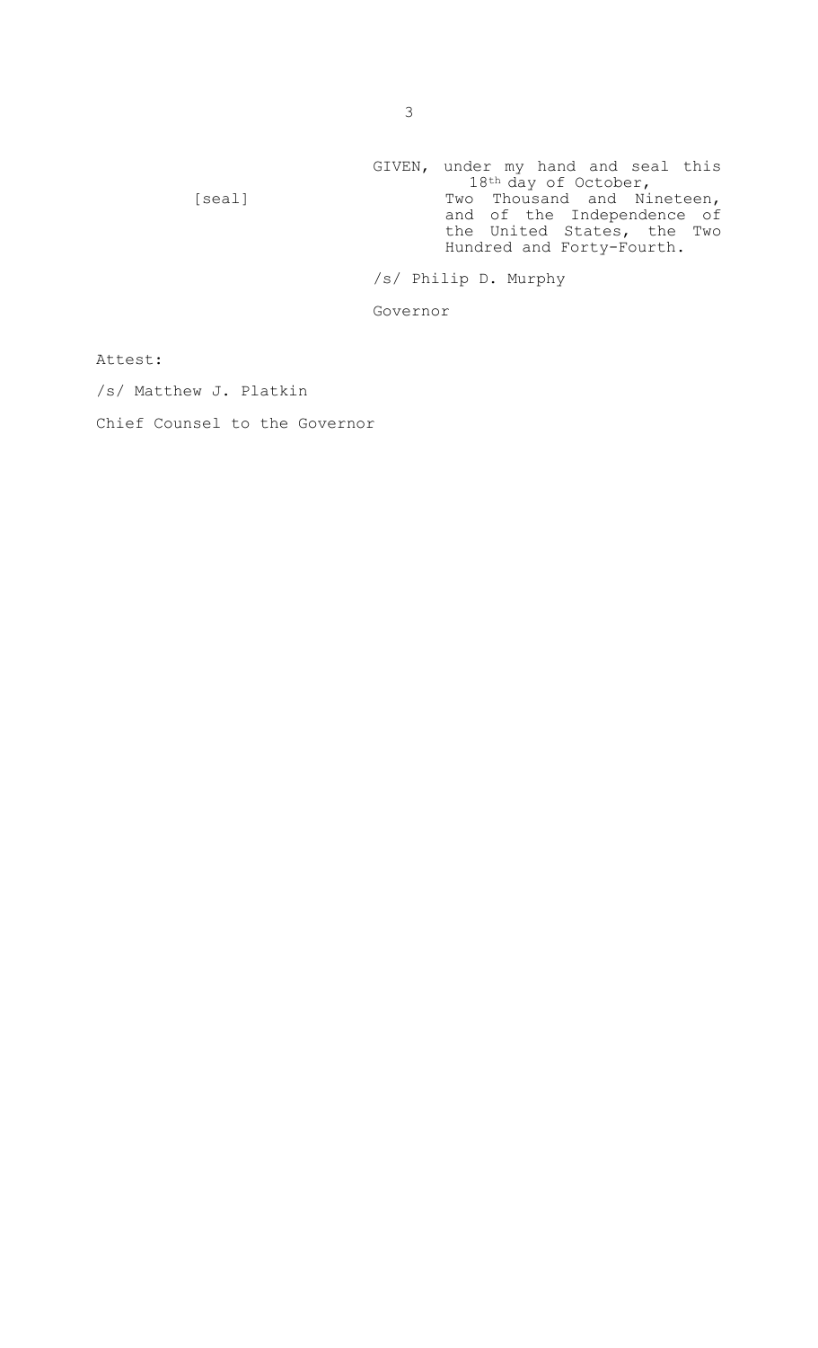[seal]

GIVEN, under my hand and seal this 18th day of October, Two Thousand and Nineteen, and of the Independence of the United States, the Two Hundred and Forty-Fourth.

/s/ Philip D. Murphy

Governor

Attest:

/s/ Matthew J. Platkin

Chief Counsel to the Governor